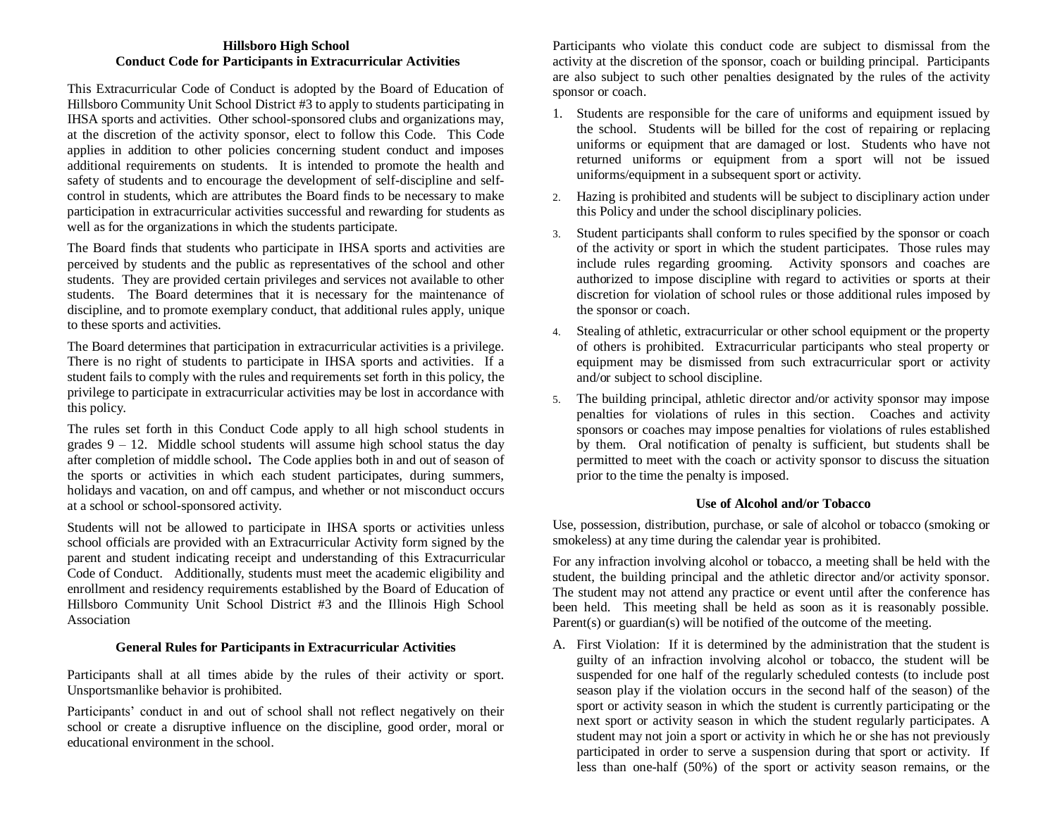# Hillsboro High School
## Conduct Code for Participants in Extracurricular Activities

This Extracurricular Code of Conduct is adopted by the Board of Education of Hillsboro Community Unit School District #3 to apply to students participating in IHSA sports and activities. Other school-sponsored clubs and organizations may, at the discretion of the activity sponsor, elect to follow this Code. This Code applies in addition to other policies concerning student conduct and imposes additional requirements on students. It is intended to promote the health and safety of students and to encourage the development of self-discipline and self-control in students, which are attributes the Board finds to be necessary to make participation in extracurricular activities successful and rewarding for students as well as for the organizations in which the students participate.

The Board finds that students who participate in IHSA sports and activities are perceived by students and the public as representatives of the school and other students. They are provided certain privileges and services not available to other students. The Board determines that it is necessary for the maintenance of discipline, and to promote exemplary conduct, that additional rules apply, unique to these sports and activities.

The Board determines that participation in extracurricular activities is a privilege. There is no right of students to participate in IHSA sports and activities. If a student fails to comply with the rules and requirements set forth in this policy, the privilege to participate in extracurricular activities may be lost in accordance with this policy.

The rules set forth in this Conduct Code apply to all high school students in grades 9 – 12. Middle school students will assume high school status the day after completion of middle school**.** The Code applies both in and out of season of the sports or activities in which each student participates, during summers, holidays and vacation, on and off campus, and whether or not misconduct occurs at a school or school-sponsored activity.

Students will not be allowed to participate in IHSA sports or activities unless school officials are provided with an Extracurricular Activity form signed by the parent and student indicating receipt and understanding of this Extracurricular Code of Conduct. Additionally, students must meet the academic eligibility and enrollment and residency requirements established by the Board of Education of Hillsboro Community Unit School District #3 and the Illinois High School Association

### General Rules for Participants in Extracurricular Activities

Participants shall at all times abide by the rules of their activity or sport. Unsportsmanlike behavior is prohibited.

Participants' conduct in and out of school shall not reflect negatively on their school or create a disruptive influence on the discipline, good order, moral or educational environment in the school.

Participants who violate this conduct code are subject to dismissal from the activity at the discretion of the sponsor, coach or building principal. Participants are also subject to such other penalties designated by the rules of the activity sponsor or coach.

1. Students are responsible for the care of uniforms and equipment issued by the school. Students will be billed for the cost of repairing or replacing uniforms or equipment that are damaged or lost. Students who have not returned uniforms or equipment from a sport will not be issued uniforms/equipment in a subsequent sport or activity.
2. Hazing is prohibited and students will be subject to disciplinary action under this Policy and under the school disciplinary policies.
3. Student participants shall conform to rules specified by the sponsor or coach of the activity or sport in which the student participates. Those rules may include rules regarding grooming. Activity sponsors and coaches are authorized to impose discipline with regard to activities or sports at their discretion for violation of school rules or those additional rules imposed by the sponsor or coach.
4. Stealing of athletic, extracurricular or other school equipment or the property of others is prohibited. Extracurricular participants who steal property or equipment may be dismissed from such extracurricular sport or activity and/or subject to school discipline.
5. The building principal, athletic director and/or activity sponsor may impose penalties for violations of rules in this section. Coaches and activity sponsors or coaches may impose penalties for violations of rules established by them. Oral notification of penalty is sufficient, but students shall be permitted to meet with the coach or activity sponsor to discuss the situation prior to the time the penalty is imposed.

### Use of Alcohol and/or Tobacco

Use, possession, distribution, purchase, or sale of alcohol or tobacco (smoking or smokeless) at any time during the calendar year is prohibited.

For any infraction involving alcohol or tobacco, a meeting shall be held with the student, the building principal and the athletic director and/or activity sponsor. The student may not attend any practice or event until after the conference has been held. This meeting shall be held as soon as it is reasonably possible. Parent(s) or guardian(s) will be notified of the outcome of the meeting.

A. First Violation: If it is determined by the administration that the student is guilty of an infraction involving alcohol or tobacco, the student will be suspended for one half of the regularly scheduled contests (to include post season play if the violation occurs in the second half of the season) of the sport or activity season in which the student is currently participating or the next sport or activity season in which the student regularly participates. A student may not join a sport or activity in which he or she has not previously participated in order to serve a suspension during that sport or activity. If less than one-half (50%) of the sport or activity season remains, or the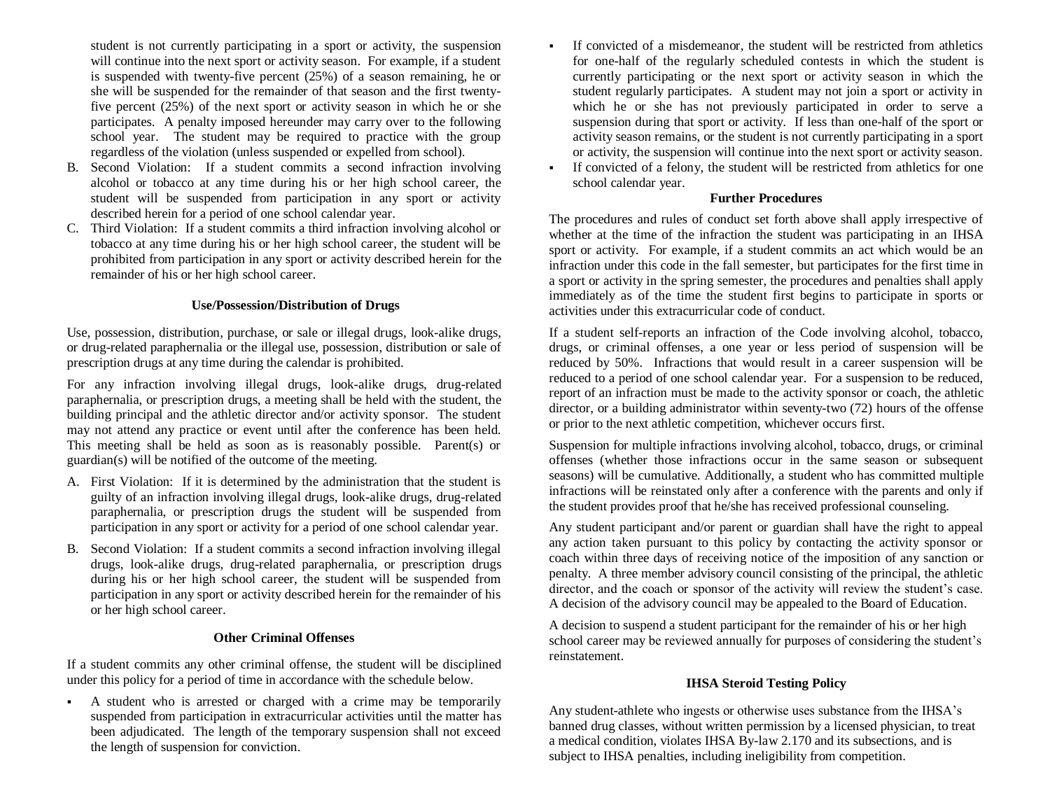student is not currently participating in a sport or activity, the suspension will continue into the next sport or activity season. For example, if a student is suspended with twenty-five percent (25%) of a season remaining, he or she will be suspended for the remainder of that season and the first twenty-five percent (25%) of the next sport or activity season in which he or she participates. A penalty imposed hereunder may carry over to the following school year. The student may be required to practice with the group regardless of the violation (unless suspended or expelled from school).

B. Second Violation: If a student commits a second infraction involving alcohol or tobacco at any time during his or her high school career, the student will be suspended from participation in any sport or activity described herein for a period of one school calendar year.

C. Third Violation: If a student commits a third infraction involving alcohol or tobacco at any time during his or her high school career, the student will be prohibited from participation in any sport or activity described herein for the remainder of his or her high school career.

**Use/Possession/Distribution of Drugs**

Use, possession, distribution, purchase, or sale or illegal drugs, look-alike drugs, or drug-related paraphernalia or the illegal use, possession, distribution or sale of prescription drugs at any time during the calendar is prohibited.

For any infraction involving illegal drugs, look-alike drugs, drug-related paraphernalia, or prescription drugs, a meeting shall be held with the student, the building principal and the athletic director and/or activity sponsor. The student may not attend any practice or event until after the conference has been held. This meeting shall be held as soon as is reasonably possible. Parent(s) or guardian(s) will be notified of the outcome of the meeting.

A. First Violation: If it is determined by the administration that the student is guilty of an infraction involving illegal drugs, look-alike drugs, drug-related paraphernalia, or prescription drugs the student will be suspended from participation in any sport or activity for a period of one school calendar year.

B. Second Violation: If a student commits a second infraction involving illegal drugs, look-alike drugs, drug-related paraphernalia, or prescription drugs during his or her high school career, the student will be suspended from participation in any sport or activity described herein for the remainder of his or her high school career.

**Other Criminal Offenses**

If a student commits any other criminal offense, the student will be disciplined under this policy for a period of time in accordance with the schedule below.

- A student who is arrested or charged with a crime may be temporarily suspended from participation in extracurricular activities until the matter has been adjudicated. The length of the temporary suspension shall not exceed the length of suspension for conviction.
- If convicted of a misdemeanor, the student will be restricted from athletics for one-half of the regularly scheduled contests in which the student is currently participating or the next sport or activity season in which the student regularly participates. A student may not join a sport or activity in which he or she has not previously participated in order to serve a suspension during that sport or activity. If less than one-half of the sport or activity season remains, or the student is not currently participating in a sport or activity, the suspension will continue into the next sport or activity season.
- If convicted of a felony, the student will be restricted from athletics for one school calendar year.

**Further Procedures**

The procedures and rules of conduct set forth above shall apply irrespective of whether at the time of the infraction the student was participating in an IHSA sport or activity. For example, if a student commits an act which would be an infraction under this code in the fall semester, but participates for the first time in a sport or activity in the spring semester, the procedures and penalties shall apply immediately as of the time the student first begins to participate in sports or activities under this extracurricular code of conduct.

If a student self-reports an infraction of the Code involving alcohol, tobacco, drugs, or criminal offenses, a one year or less period of suspension will be reduced by 50%. Infractions that would result in a career suspension will be reduced to a period of one school calendar year. For a suspension to be reduced, report of an infraction must be made to the activity sponsor or coach, the athletic director, or a building administrator within seventy-two (72) hours of the offense or prior to the next athletic competition, whichever occurs first.

Suspension for multiple infractions involving alcohol, tobacco, drugs, or criminal offenses (whether those infractions occur in the same season or subsequent seasons) will be cumulative. Additionally, a student who has committed multiple infractions will be reinstated only after a conference with the parents and only if the student provides proof that he/she has received professional counseling.

Any student participant and/or parent or guardian shall have the right to appeal any action taken pursuant to this policy by contacting the activity sponsor or coach within three days of receiving notice of the imposition of any sanction or penalty. A three member advisory council consisting of the principal, the athletic director, and the coach or sponsor of the activity will review the student's case. A decision of the advisory council may be appealed to the Board of Education.

A decision to suspend a student participant for the remainder of his or her high school career may be reviewed annually for purposes of considering the student's reinstatement.

**IHSA Steroid Testing Policy**

Any student-athlete who ingests or otherwise uses substance from the IHSA's banned drug classes, without written permission by a licensed physician, to treat a medical condition, violates IHSA By-law 2.170 and its subsections, and is subject to IHSA penalties, including ineligibility from competition.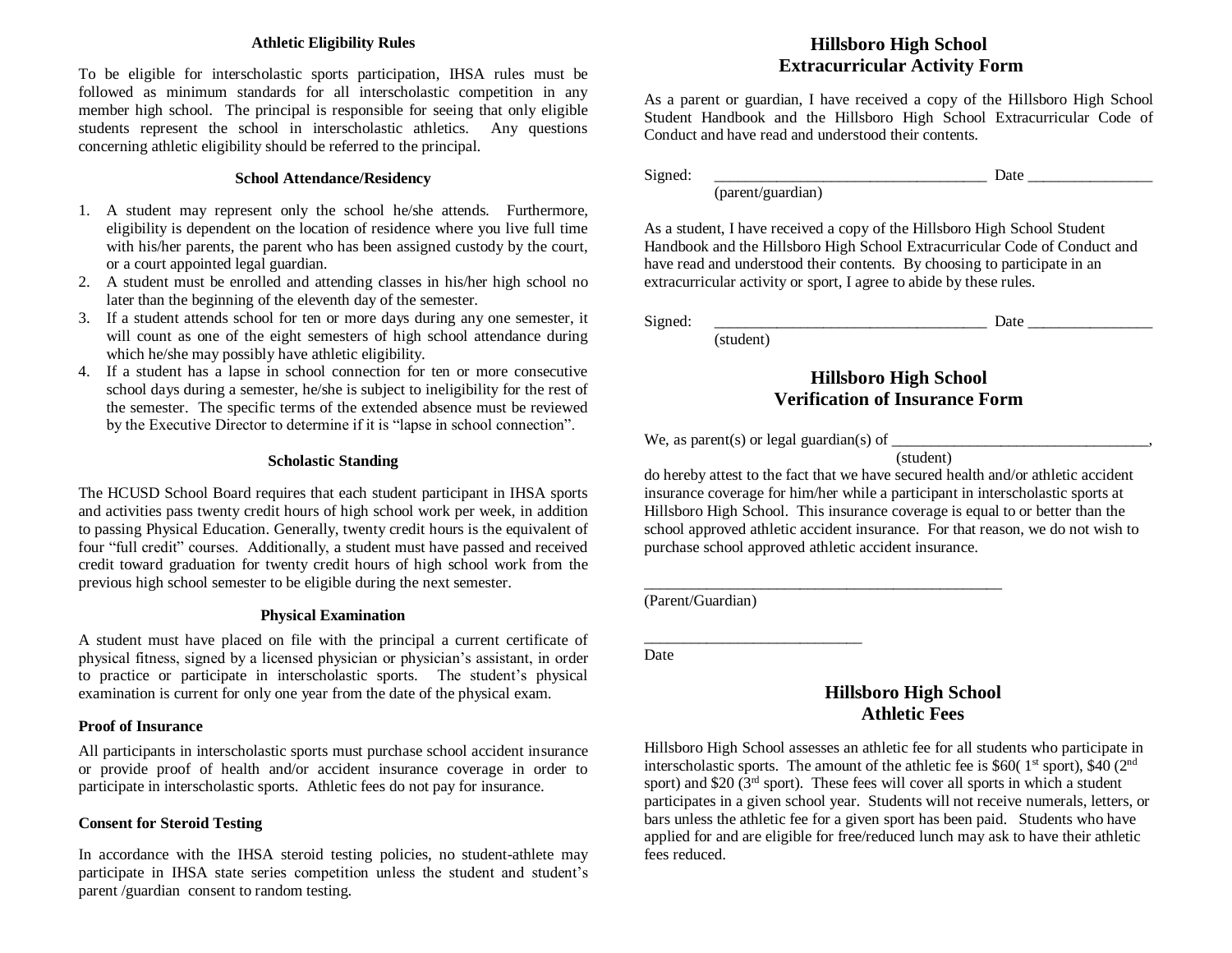### Athletic Eligibility Rules

To be eligible for interscholastic sports participation, IHSA rules must be followed as minimum standards for all interscholastic competition in any member high school. The principal is responsible for seeing that only eligible students represent the school in interscholastic athletics. Any questions concerning athletic eligibility should be referred to the principal.

### School Attendance/Residency

1. A student may represent only the school he/she attends. Furthermore, eligibility is dependent on the location of residence where you live full time with his/her parents, the parent who has been assigned custody by the court, or a court appointed legal guardian.
2. A student must be enrolled and attending classes in his/her high school no later than the beginning of the eleventh day of the semester.
3. If a student attends school for ten or more days during any one semester, it will count as one of the eight semesters of high school attendance during which he/she may possibly have athletic eligibility.
4. If a student has a lapse in school connection for ten or more consecutive school days during a semester, he/she is subject to ineligibility for the rest of the semester. The specific terms of the extended absence must be reviewed by the Executive Director to determine if it is "lapse in school connection".

### Scholastic Standing

The HCUSD School Board requires that each student participant in IHSA sports and activities pass twenty credit hours of high school work per week, in addition to passing Physical Education. Generally, twenty credit hours is the equivalent of four "full credit" courses. Additionally, a student must have passed and received credit toward graduation for twenty credit hours of high school work from the previous high school semester to be eligible during the next semester.

### Physical Examination

A student must have placed on file with the principal a current certificate of physical fitness, signed by a licensed physician or physician's assistant, in order to practice or participate in interscholastic sports. The student's physical examination is current for only one year from the date of the physical exam.

**Proof of Insurance**

All participants in interscholastic sports must purchase school accident insurance or provide proof of health and/or accident insurance coverage in order to participate in interscholastic sports. Athletic fees do not pay for insurance.

**Consent for Steroid Testing**

In accordance with the IHSA steroid testing policies, no student-athlete may participate in IHSA state series competition unless the student and student's parent /guardian consent to random testing.

## Hillsboro High School
## Extracurricular Activity Form

As a parent or guardian, I have received a copy of the Hillsboro High School Student Handbook and the Hillsboro High School Extracurricular Code of Conduct and have read and understood their contents.

Signed: ___________________________________ Date ________________
(parent/guardian)

As a student, I have received a copy of the Hillsboro High School Student Handbook and the Hillsboro High School Extracurricular Code of Conduct and have read and understood their contents. By choosing to participate in an extracurricular activity or sport, I agree to abide by these rules.

Signed: ___________________________________ Date ________________
(student)

## Hillsboro High School
## Verification of Insurance Form

We, as parent(s) or legal guardian(s) of _________________________________,
(student)
do hereby attest to the fact that we have secured health and/or athletic accident insurance coverage for him/her while a participant in interscholastic sports at Hillsboro High School. This insurance coverage is equal to or better than the school approved athletic accident insurance. For that reason, we do not wish to purchase school approved athletic accident insurance.

_______________________________________________
(Parent/Guardian)

____________________________
Date

## Hillsboro High School
## Athletic Fees

Hillsboro High School assesses an athletic fee for all students who participate in interscholastic sports. The amount of the athletic fee is $60( 1st sport), $40 (2nd sport) and $20 (3rd sport). These fees will cover all sports in which a student participates in a given school year. Students will not receive numerals, letters, or bars unless the athletic fee for a given sport has been paid. Students who have applied for and are eligible for free/reduced lunch may ask to have their athletic fees reduced.